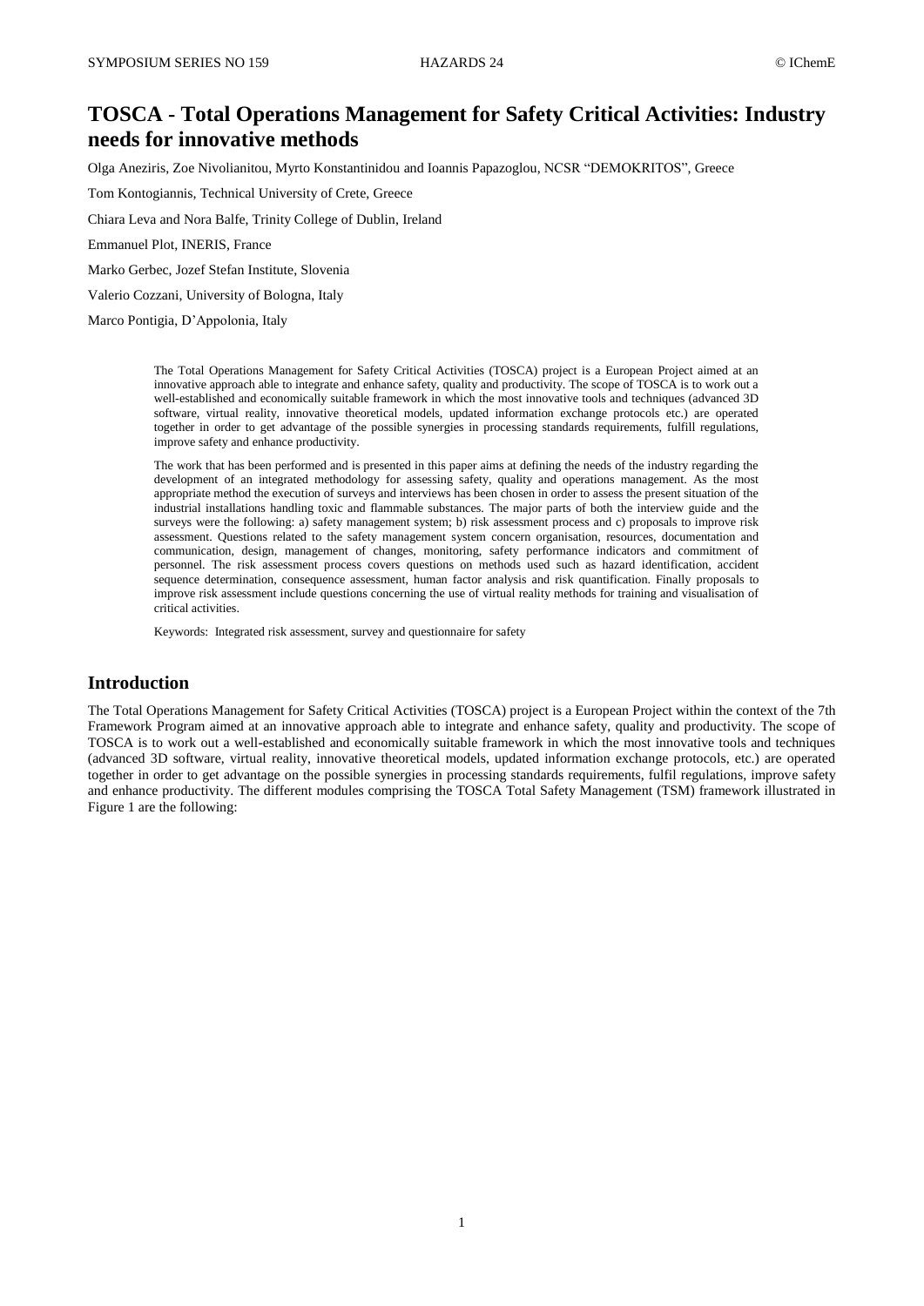# TOSCA - Total Operations Management for Safety Critical Activities: Industry needs for innovative methods

Olga Aneziris, Zoe Nivolianitou, Myrto Konstantinidou and Ioannis Papazoglou, NCSR “DEMOKRITOS”, Greece

Tom Kontogiannis, Technical University of Crete, Greece

Chiara Leva and Nora Balfe, Trinity College of Dublin, Ireland

Emmanuel Plot, INERIS, France

Marko Gerbec, Jozef Stefan Institute, Slovenia

Valerio Cozzani, University of Bologna, Italy

Marco Pontigia, D’Appolonia, Italy

The Total Operations Management for Safety Critical Activities (TOSCA) project is a European Project aimed at an innovative approach able to integrate and enhance safety, quality and productivity. The scope of TOSCA is to work out a well-established and economically suitable framework in which the most innovative tools and techniques (advanced 3D software, virtual reality, innovative theoretical models, updated information exchange protocols etc.) are operated together in order to get advantage of the possible synergies in processing standards requirements, fulfill regulations, improve safety and enhance productivity.

The work that has been performed and is presented in this paper aims at defining the needs of the industry regarding the development of an integrated methodology for assessing safety, quality and operations management. As the most appropriate method the execution of surveys and interviews has been chosen in order to assess the present situation of the industrial installations handling toxic and flammable substances. The major parts of both the interview guide and the surveys were the following: a) safety management system; b) risk assessment process and c) proposals to improve risk assessment. Questions related to the safety management system concern organisation, resources, documentation and communication, design, management of changes, monitoring, safety performance indicators and commitment of personnel. The risk assessment process covers questions on methods used such as hazard identification, accident sequence determination, consequence assessment, human factor analysis and risk quantification. Finally proposals to improve risk assessment include questions concerning the use of virtual reality methods for training and visualisation of critical activities.

Keywords: Integrated risk assessment, survey and questionnaire for safety

## Introduction

The Total Operations Management for Safety Critical Activities (TOSCA) project is a European Project within the context of the 7th Framework Program aimed at an innovative approach able to integrate and enhance safety, quality and productivity. The scope of TOSCA is to work out a well-established and economically suitable framework in which the most innovative tools and techniques (advanced 3D software, virtual reality, innovative theoretical models, updated information exchange protocols, etc.) are operated together in order to get advantage on the possible synergies in processing standards requirements, fulfil regulations, improve safety and enhance productivity. The different modules comprising the TOSCA Total Safety Management (TSM) framework illustrated in Figure 1 are the following: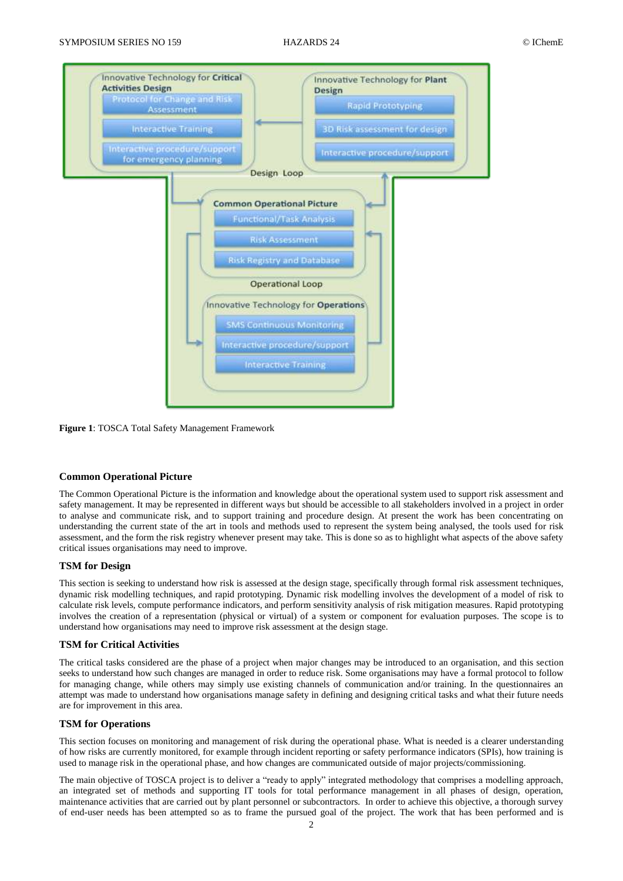**Figure 1**: TOSCA Total Safety Management Framework

### Common Operational Picture

The Common Operational Picture is the information and knowledge about the operational system used to support risk assessment and safety management. It may be represented in different ways but should be accessible to all stakeholders involved in a project in order to analyse and communicate risk, and to support training and procedure design. At present the work has been concentrating on understanding the current state of the art in tools and methods used to represent the system being analysed, the tools used for risk assessment, and the form the risk registry whenever present may take. This is done so as to highlight what aspects of the above safety critical issues organisations may need to improve.

### TSM for Design

This section is seeking to understand how risk is assessed at the design stage, specifically through formal risk assessment techniques, dynamic risk modelling techniques, and rapid prototyping. Dynamic risk modelling involves the development of a model of risk to calculate risk levels, compute performance indicators, and perform sensitivity analysis of risk mitigation measures. Rapid prototyping involves the creation of a representation (physical or virtual) of a system or component for evaluation purposes. The scope is to understand how organisations may need to improve risk assessment at the design stage.

### TSM for Critical Activities

The critical tasks considered are the phase of a project when major changes may be introduced to an organisation, and this section seeks to understand how such changes are managed in order to reduce risk. Some organisations may have a formal protocol to follow for managing change, while others may simply use existing channels of communication and/or training. In the questionnaires an attempt was made to understand how organisations manage safety in defining and designing critical tasks and what their future needs are for improvement in this area.

### TSM for Operations

This section focuses on monitoring and management of risk during the operational phase. What is needed is a clearer understanding of how risks are currently monitored, for example through incident reporting or safety performance indicators (SPIs), how training is used to manage risk in the operational phase, and how changes are communicated outside of major projects/commissioning.

The main objective of TOSCA project is to deliver a "ready to apply" integrated methodology that comprises a modelling approach, an integrated set of methods and supporting IT tools for total performance management in all phases of design, operation, maintenance activities that are carried out by plant personnel or subcontractors. In order to achieve this objective, a thorough survey of end-user needs has been attempted so as to frame the pursued goal of the project. The work that has been performed and is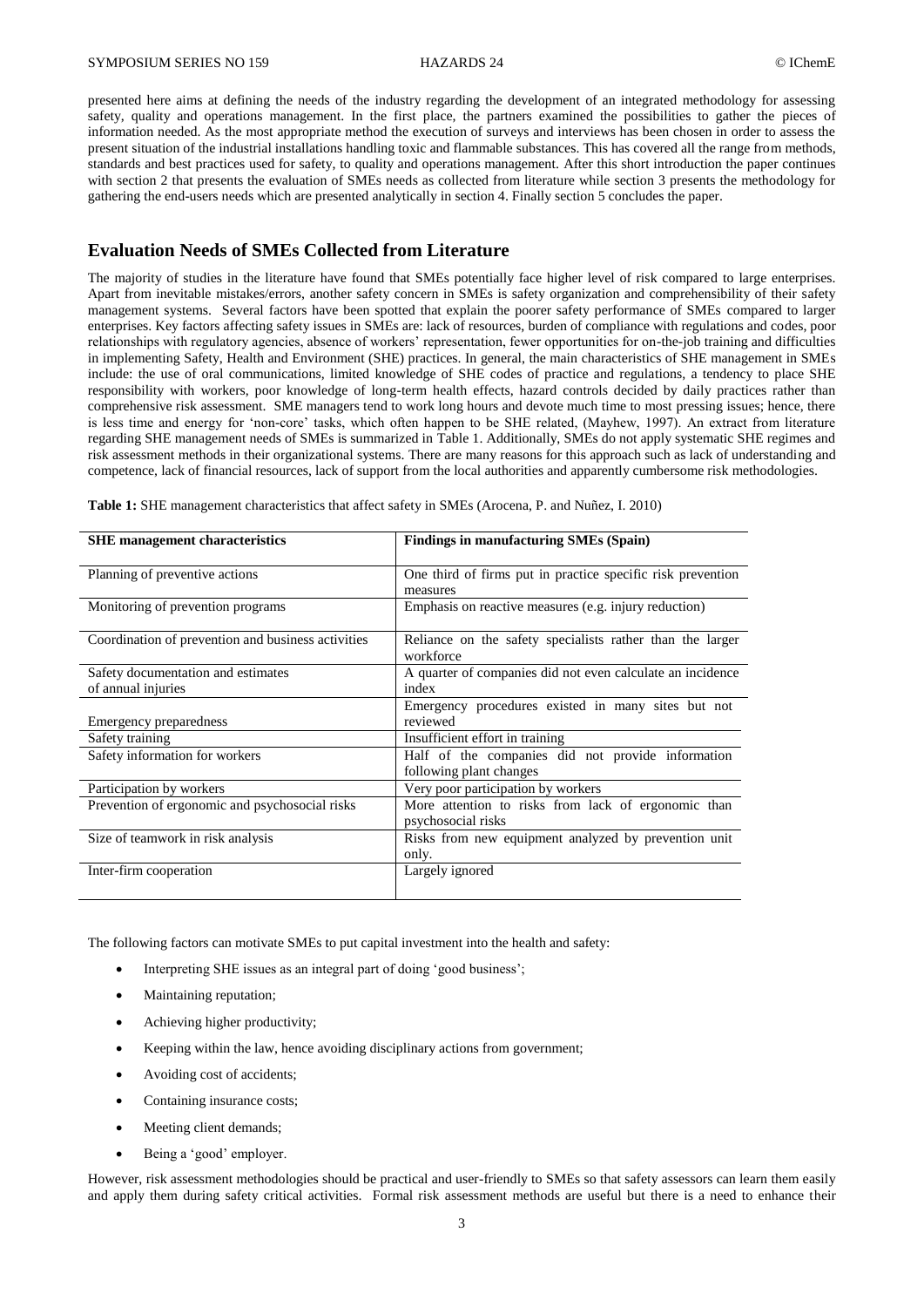presented here aims at defining the needs of the industry regarding the development of an integrated methodology for assessing safety, quality and operations management. In the first place, the partners examined the possibilities to gather the pieces of information needed. As the most appropriate method the execution of surveys and interviews has been chosen in order to assess the present situation of the industrial installations handling toxic and flammable substances. This has covered all the range from methods, standards and best practices used for safety, to quality and operations management. After this short introduction the paper continues with section 2 that presents the evaluation of SMEs needs as collected from literature while section 3 presents the methodology for gathering the end-users needs which are presented analytically in section 4. Finally section 5 concludes the paper.

## Evaluation Needs of SMEs Collected from Literature

The majority of studies in the literature have found that SMEs potentially face higher level of risk compared to large enterprises. Apart from inevitable mistakes/errors, another safety concern in SMEs is safety organization and comprehensibility of their safety management systems. Several factors have been spotted that explain the poorer safety performance of SMEs compared to larger enterprises. Key factors affecting safety issues in SMEs are: lack of resources, burden of compliance with regulations and codes, poor relationships with regulatory agencies, absence of workers' representation, fewer opportunities for on-the-job training and difficulties in implementing Safety, Health and Environment (SHE) practices. In general, the main characteristics of SHE management in SMEs include: the use of oral communications, limited knowledge of SHE codes of practice and regulations, a tendency to place SHE responsibility with workers, poor knowledge of long-term health effects, hazard controls decided by daily practices rather than comprehensive risk assessment. SME managers tend to work long hours and devote much time to most pressing issues; hence, there is less time and energy for 'non-core' tasks, which often happen to be SHE related, (Mayhew, 1997). An extract from literature regarding SHE management needs of SMEs is summarized in Table 1. Additionally, SMEs do not apply systematic SHE regimes and risk assessment methods in their organizational systems. There are many reasons for this approach such as lack of understanding and competence, lack of financial resources, lack of support from the local authorities and apparently cumbersome risk methodologies.

**Table 1:** SHE management characteristics that affect safety in SMEs (Arocena, P. and Nuñez, I. 2010)

| SHE management characteristics | Findings in manufacturing SMEs (Spain) |
|---|---|
| Planning of preventive actions | One third of firms put in practice specific risk prevention measures |
| Monitoring of prevention programs | Emphasis on reactive measures (e.g. injury reduction) |
| Coordination of prevention and business activities | Reliance on the safety specialists rather than the larger workforce |
| Safety documentation and estimates of annual injuries | A quarter of companies did not even calculate an incidence index |
| Emergency preparedness | Emergency procedures existed in many sites but not reviewed |
| Safety training | Insufficient effort in training |
| Safety information for workers | Half of the companies did not provide information following plant changes |
| Participation by workers | Very poor participation by workers |
| Prevention of ergonomic and psychosocial risks | More attention to risks from lack of ergonomic than psychosocial risks |
| Size of teamwork in risk analysis | Risks from new equipment analyzed by prevention unit only. |
| Inter-firm cooperation | Largely ignored |

The following factors can motivate SMEs to put capital investment into the health and safety:

- Interpreting SHE issues as an integral part of doing 'good business';
- Maintaining reputation;
- Achieving higher productivity;
- Keeping within the law, hence avoiding disciplinary actions from government;
- Avoiding cost of accidents;
- Containing insurance costs;
- Meeting client demands;
- Being a 'good' employer.

However, risk assessment methodologies should be practical and user-friendly to SMEs so that safety assessors can learn them easily and apply them during safety critical activities. Formal risk assessment methods are useful but there is a need to enhance their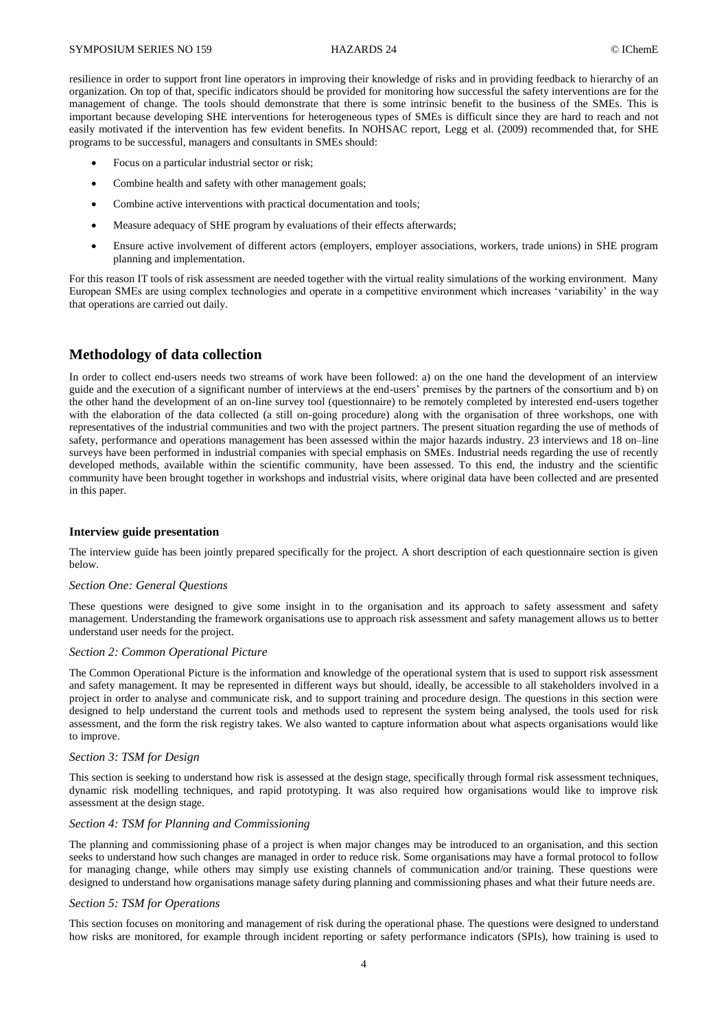resilience in order to support front line operators in improving their knowledge of risks and in providing feedback to hierarchy of an organization. On top of that, specific indicators should be provided for monitoring how successful the safety interventions are for the management of change. The tools should demonstrate that there is some intrinsic benefit to the business of the SMEs. This is important because developing SHE interventions for heterogeneous types of SMEs is difficult since they are hard to reach and not easily motivated if the intervention has few evident benefits. In NOHSAC report, Legg et al. (2009) recommended that, for SHE programs to be successful, managers and consultants in SMEs should:

- Focus on a particular industrial sector or risk;
- Combine health and safety with other management goals;
- Combine active interventions with practical documentation and tools;
- Measure adequacy of SHE program by evaluations of their effects afterwards;
- Ensure active involvement of different actors (employers, employer associations, workers, trade unions) in SHE program planning and implementation.

For this reason IT tools of risk assessment are needed together with the virtual reality simulations of the working environment. Many European SMEs are using complex technologies and operate in a competitive environment which increases 'variability' in the way that operations are carried out daily.

## Methodology of data collection

In order to collect end-users needs two streams of work have been followed: a) on the one hand the development of an interview guide and the execution of a significant number of interviews at the end-users' premises by the partners of the consortium and b) on the other hand the development of an on-line survey tool (questionnaire) to be remotely completed by interested end-users together with the elaboration of the data collected (a still on-going procedure) along with the organisation of three workshops, one with representatives of the industrial communities and two with the project partners. The present situation regarding the use of methods of safety, performance and operations management has been assessed within the major hazards industry. 23 interviews and 18 on–line surveys have been performed in industrial companies with special emphasis on SMEs. Industrial needs regarding the use of recently developed methods, available within the scientific community, have been assessed. To this end, the industry and the scientific community have been brought together in workshops and industrial visits, where original data have been collected and are presented in this paper.

### Interview guide presentation

The interview guide has been jointly prepared specifically for the project. A short description of each questionnaire section is given below.

#### *Section One: General Questions*

These questions were designed to give some insight in to the organisation and its approach to safety assessment and safety management. Understanding the framework organisations use to approach risk assessment and safety management allows us to better understand user needs for the project.

#### *Section 2: Common Operational Picture*

The Common Operational Picture is the information and knowledge of the operational system that is used to support risk assessment and safety management. It may be represented in different ways but should, ideally, be accessible to all stakeholders involved in a project in order to analyse and communicate risk, and to support training and procedure design. The questions in this section were designed to help understand the current tools and methods used to represent the system being analysed, the tools used for risk assessment, and the form the risk registry takes. We also wanted to capture information about what aspects organisations would like to improve.

#### *Section 3: TSM for Design*

This section is seeking to understand how risk is assessed at the design stage, specifically through formal risk assessment techniques, dynamic risk modelling techniques, and rapid prototyping. It was also required how organisations would like to improve risk assessment at the design stage.

#### *Section 4: TSM for Planning and Commissioning*

The planning and commissioning phase of a project is when major changes may be introduced to an organisation, and this section seeks to understand how such changes are managed in order to reduce risk. Some organisations may have a formal protocol to follow for managing change, while others may simply use existing channels of communication and/or training. These questions were designed to understand how organisations manage safety during planning and commissioning phases and what their future needs are.

#### *Section 5: TSM for Operations*

This section focuses on monitoring and management of risk during the operational phase. The questions were designed to understand how risks are monitored, for example through incident reporting or safety performance indicators (SPIs), how training is used to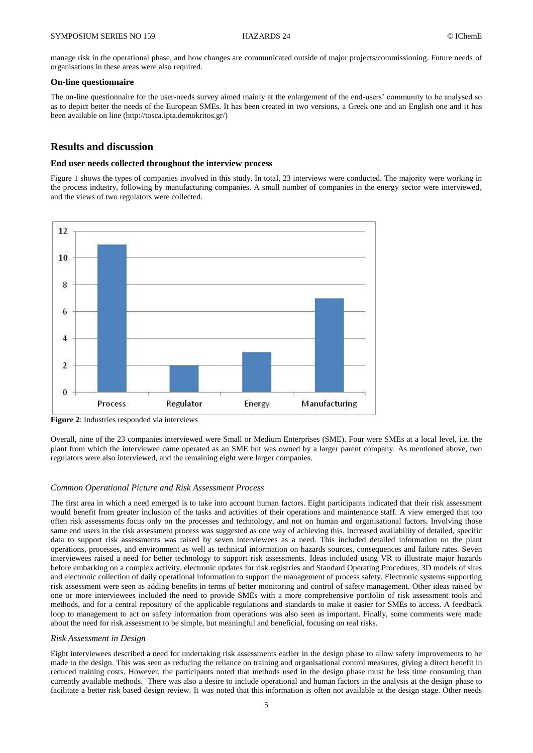manage risk in the operational phase, and how changes are communicated outside of major projects/commissioning. Future needs of organisations in these areas were also required.

### On-line questionnaire

The on-line questionnaire for the user-needs survey aimed mainly at the enlargement of the end-users' community to be analysed so as to depict better the needs of the European SMEs. It has been created in two versions, a Greek one and an English one and it has been available on line (http://tosca.ipta.demokritos.gr/)

## Results and discussion

### End user needs collected throughout the interview process

Figure 1 shows the types of companies involved in this study. In total, 23 interviews were conducted. The majority were working in the process industry, following by manufacturing companies. A small number of companies in the energy sector were interviewed, and the views of two regulators were collected.

**Figure 2**: Industries responded via interviews

Overall, nine of the 23 companies interviewed were Small or Medium Enterprises (SME). Four were SMEs at a local level, i.e. the plant from which the interviewee came operated as an SME but was owned by a larger parent company. As mentioned above, two regulators were also interviewed, and the remaining eight were larger companies.

#### *Common Operational Picture and Risk Assessment Process*

The first area in which a need emerged is to take into account human factors. Eight participants indicated that their risk assessment would benefit from greater inclusion of the tasks and activities of their operations and maintenance staff. A view emerged that too often risk assessments focus only on the processes and technology, and not on human and organisational factors. Involving those same end users in the risk assessment process was suggested as one way of achieving this. Increased availability of detailed, specific data to support risk assessments was raised by seven interviewees as a need. This included detailed information on the plant operations, processes, and environment as well as technical information on hazards sources, consequences and failure rates. Seven interviewees raised a need for better technology to support risk assessments. Ideas included using VR to illustrate major hazards before embarking on a complex activity, electronic updates for risk registries and Standard Operating Procedures, 3D models of sites and electronic collection of daily operational information to support the management of process safety. Electronic systems supporting risk assessment were seen as adding benefits in terms of better monitoring and control of safety management. Other ideas raised by one or more interviewees included the need to provide SMEs with a more comprehensive portfolio of risk assessment tools and methods, and for a central repository of the applicable regulations and standards to make it easier for SMEs to access. A feedback loop to management to act on safety information from operations was also seen as important. Finally, some comments were made about the need for risk assessment to be simple, but meaningful and beneficial, focusing on real risks.

#### *Risk Assessment in Design*

Eight interviewees described a need for undertaking risk assessments earlier in the design phase to allow safety improvements to be made to the design. This was seen as reducing the reliance on training and organisational control measures, giving a direct benefit in reduced training costs. However, the participants noted that methods used in the design phase must be less time consuming than currently available methods. There was also a desire to include operational and human factors in the analysis at the design phase to facilitate a better risk based design review. It was noted that this information is often not available at the design stage. Other needs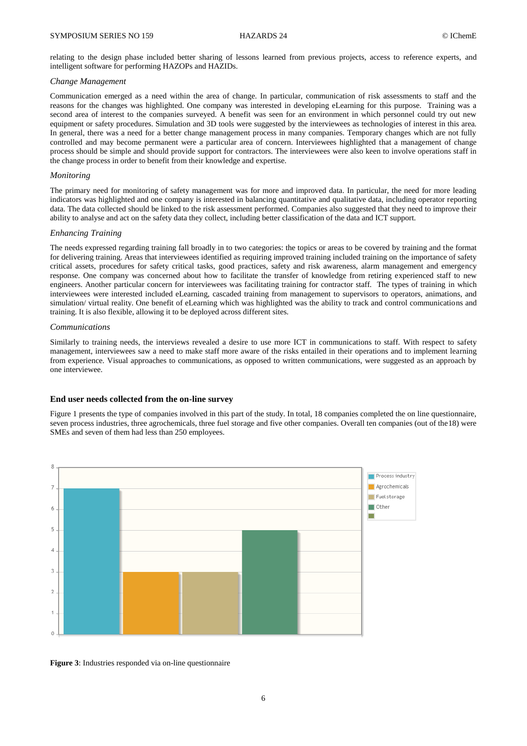relating to the design phase included better sharing of lessons learned from previous projects, access to reference experts, and intelligent software for performing HAZOPs and HAZIDs.

### *Change Management*

Communication emerged as a need within the area of change. In particular, communication of risk assessments to staff and the reasons for the changes was highlighted. One company was interested in developing eLearning for this purpose. Training was a second area of interest to the companies surveyed. A benefit was seen for an environment in which personnel could try out new equipment or safety procedures. Simulation and 3D tools were suggested by the interviewees as technologies of interest in this area. In general, there was a need for a better change management process in many companies. Temporary changes which are not fully controlled and may become permanent were a particular area of concern. Interviewees highlighted that a management of change process should be simple and should provide support for contractors. The interviewees were also keen to involve operations staff in the change process in order to benefit from their knowledge and expertise.

### *Monitoring*

The primary need for monitoring of safety management was for more and improved data. In particular, the need for more leading indicators was highlighted and one company is interested in balancing quantitative and qualitative data, including operator reporting data. The data collected should be linked to the risk assessment performed. Companies also suggested that they need to improve their ability to analyse and act on the safety data they collect, including better classification of the data and ICT support.

### *Enhancing Training*

The needs expressed regarding training fall broadly in to two categories: the topics or areas to be covered by training and the format for delivering training. Areas that interviewees identified as requiring improved training included training on the importance of safety critical assets, procedures for safety critical tasks, good practices, safety and risk awareness, alarm management and emergency response. One company was concerned about how to facilitate the transfer of knowledge from retiring experienced staff to new engineers. Another particular concern for interviewees was facilitating training for contractor staff. The types of training in which interviewees were interested included eLearning, cascaded training from management to supervisors to operators, animations, and simulation/ virtual reality. One benefit of eLearning which was highlighted was the ability to track and control communications and training. It is also flexible, allowing it to be deployed across different sites.

### *Communications*

Similarly to training needs, the interviews revealed a desire to use more ICT in communications to staff. With respect to safety management, interviewees saw a need to make staff more aware of the risks entailed in their operations and to implement learning from experience. Visual approaches to communications, as opposed to written communications, were suggested as an approach by one interviewee.

## End user needs collected from the on-line survey

Figure 1 presents the type of companies involved in this part of the study. In total, 18 companies completed the on line questionnaire, seven process industries, three agrochemicals, three fuel storage and five other companies. Overall ten companies (out of the18) were SMEs and seven of them had less than 250 employees.

**Figure 3**: Industries responded via on-line questionnaire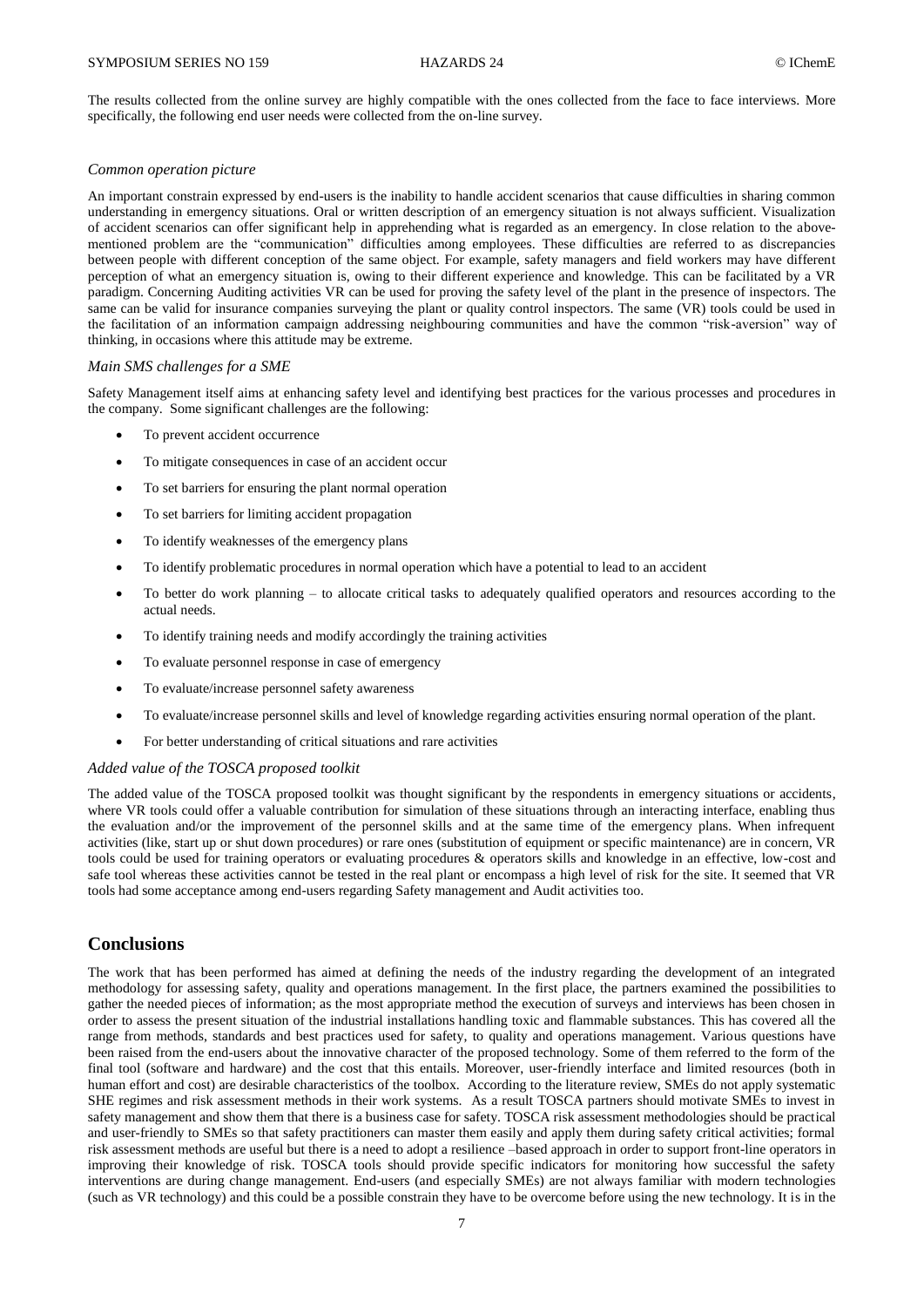The results collected from the online survey are highly compatible with the ones collected from the face to face interviews. More specifically, the following end user needs were collected from the on-line survey.

### *Common operation picture*

An important constrain expressed by end-users is the inability to handle accident scenarios that cause difficulties in sharing common understanding in emergency situations. Oral or written description of an emergency situation is not always sufficient. Visualization of accident scenarios can offer significant help in apprehending what is regarded as an emergency. In close relation to the above-mentioned problem are the "communication" difficulties among employees. These difficulties are referred to as discrepancies between people with different conception of the same object. For example, safety managers and field workers may have different perception of what an emergency situation is, owing to their different experience and knowledge. This can be facilitated by a VR paradigm. Concerning Auditing activities VR can be used for proving the safety level of the plant in the presence of inspectors. The same can be valid for insurance companies surveying the plant or quality control inspectors. The same (VR) tools could be used in the facilitation of an information campaign addressing neighbouring communities and have the common "risk-aversion" way of thinking, in occasions where this attitude may be extreme.

### *Main SMS challenges for a SME*

Safety Management itself aims at enhancing safety level and identifying best practices for the various processes and procedures in the company. Some significant challenges are the following:

- To prevent accident occurrence
- To mitigate consequences in case of an accident occur
- To set barriers for ensuring the plant normal operation
- To set barriers for limiting accident propagation
- To identify weaknesses of the emergency plans
- To identify problematic procedures in normal operation which have a potential to lead to an accident
- To better do work planning – to allocate critical tasks to adequately qualified operators and resources according to the actual needs.
- To identify training needs and modify accordingly the training activities
- To evaluate personnel response in case of emergency
- To evaluate/increase personnel safety awareness
- To evaluate/increase personnel skills and level of knowledge regarding activities ensuring normal operation of the plant.
- For better understanding of critical situations and rare activities

### *Added value of the TOSCA proposed toolkit*

The added value of the TOSCA proposed toolkit was thought significant by the respondents in emergency situations or accidents, where VR tools could offer a valuable contribution for simulation of these situations through an interacting interface, enabling thus the evaluation and/or the improvement of the personnel skills and at the same time of the emergency plans. When infrequent activities (like, start up or shut down procedures) or rare ones (substitution of equipment or specific maintenance) are in concern, VR tools could be used for training operators or evaluating procedures & operators skills and knowledge in an effective, low-cost and safe tool whereas these activities cannot be tested in the real plant or encompass a high level of risk for the site. It seemed that VR tools had some acceptance among end-users regarding Safety management and Audit activities too.

## Conclusions

The work that has been performed has aimed at defining the needs of the industry regarding the development of an integrated methodology for assessing safety, quality and operations management. In the first place, the partners examined the possibilities to gather the needed pieces of information; as the most appropriate method the execution of surveys and interviews has been chosen in order to assess the present situation of the industrial installations handling toxic and flammable substances. This has covered all the range from methods, standards and best practices used for safety, to quality and operations management. Various questions have been raised from the end-users about the innovative character of the proposed technology. Some of them referred to the form of the final tool (software and hardware) and the cost that this entails. Moreover, user-friendly interface and limited resources (both in human effort and cost) are desirable characteristics of the toolbox. According to the literature review, SMEs do not apply systematic SHE regimes and risk assessment methods in their work systems. As a result TOSCA partners should motivate SMEs to invest in safety management and show them that there is a business case for safety. TOSCA risk assessment methodologies should be practical and user-friendly to SMEs so that safety practitioners can master them easily and apply them during safety critical activities; formal risk assessment methods are useful but there is a need to adopt a resilience –based approach in order to support front-line operators in improving their knowledge of risk. TOSCA tools should provide specific indicators for monitoring how successful the safety interventions are during change management. End-users (and especially SMEs) are not always familiar with modern technologies (such as VR technology) and this could be a possible constrain they have to be overcome before using the new technology. It is in the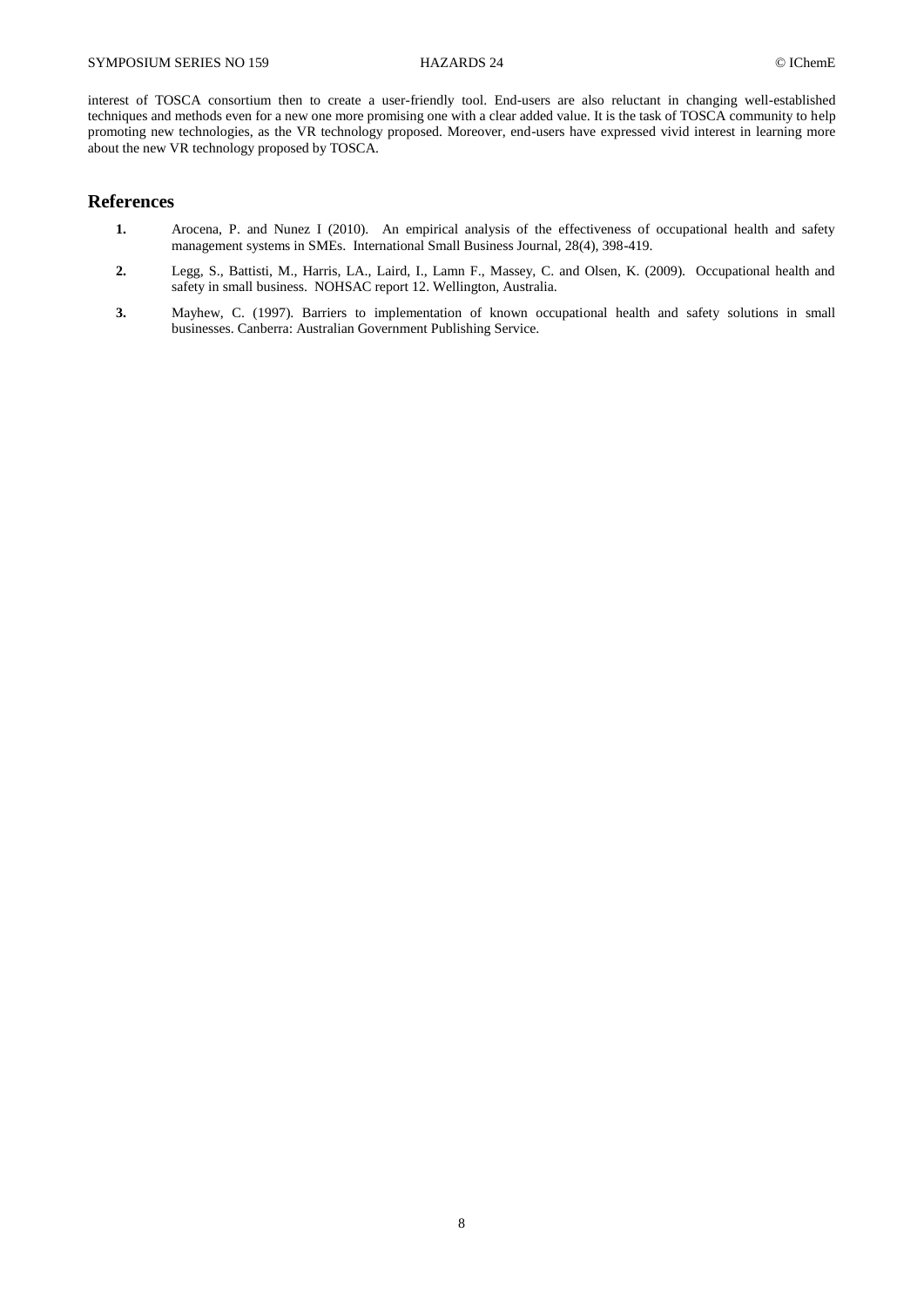interest of TOSCA consortium then to create a user-friendly tool. End-users are also reluctant in changing well-established techniques and methods even for a new one more promising one with a clear added value. It is the task of TOSCA community to help promoting new technologies, as the VR technology proposed. Moreover, end-users have expressed vivid interest in learning more about the new VR technology proposed by TOSCA.

## References

1. Arocena, P. and Nunez I (2010). An empirical analysis of the effectiveness of occupational health and safety management systems in SMEs. International Small Business Journal, 28(4), 398-419.

2. Legg, S., Battisti, M., Harris, LA., Laird, I., Lamn F., Massey, C. and Olsen, K. (2009). Occupational health and safety in small business. NOHSAC report 12. Wellington, Australia.

3. Mayhew, C. (1997). Barriers to implementation of known occupational health and safety solutions in small businesses. Canberra: Australian Government Publishing Service.